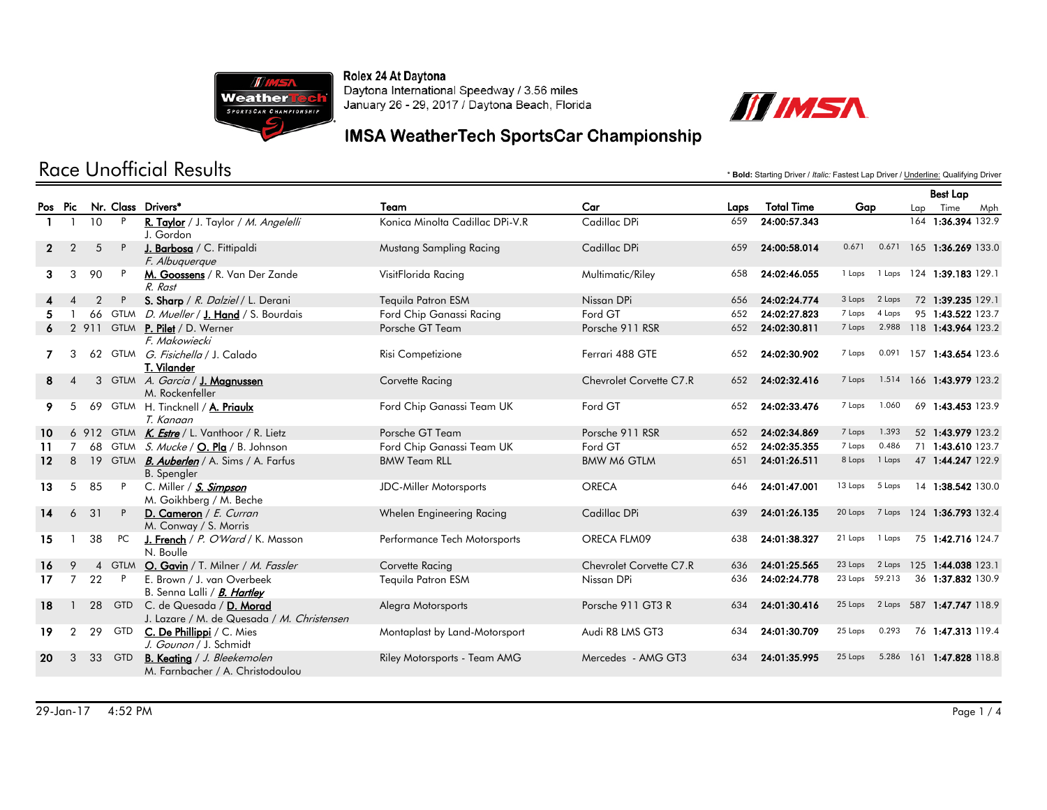Rolex 24 At Daytona
Daytona International Speedway / 3.56 miles
January 26 - 29, 2017 / Daytona Beach, Florida

## IMSA WeatherTech SportsCar Championship

# Race Unofficial Results

\* **Bold:** Starting Driver / *Italic:* Fastest Lap Driver / Underline: Qualifying Driver

| Pos | Pic | Nr. | Class | Drivers* | Team | Car | Laps | Total Time | Gap | | Best Lap Lap | Best Lap Time | Best Lap Mph |
|---|---|---|---|---|---|---|---|---|---|---|---|---|---|
| 1 | 1 | 10 | P | **R. Taylor** / J. Taylor / *M. Angelelli* / J. Gordon | Konica Minolta Cadillac DPi-V.R | Cadillac DPi | 659 | **24:00:57.343** | | | 164 | **1:36.394** | 132.9 |
| 2 | 2 | 5 | P | **J. Barbosa** / C. Fittipaldi / *F. Albuquerque* | Mustang Sampling Racing | Cadillac DPi | 659 | **24:00:58.014** | 0.671 | 0.671 | 165 | **1:36.269** | 133.0 |
| 3 | 3 | 90 | P | **M. Goossens** / R. Van Der Zande / *R. Rast* | VisitFlorida Racing | Multimatic/Riley | 658 | **24:02:46.055** | 1 Laps | 1 Laps | 124 | **1:39.183** | 129.1 |
| 4 | 4 | 2 | P | **S. Sharp** / *R. Dalziel* / L. Derani | Tequila Patron ESM | Nissan DPi | 656 | **24:02:24.774** | 3 Laps | 2 Laps | 72 | **1:39.235** | 129.1 |
| 5 | 1 | 66 | GTLM | *D. Mueller* / **J. Hand** / S. Bourdais | Ford Chip Ganassi Racing | Ford GT | 652 | **24:02:27.823** | 7 Laps | 4 Laps | 95 | **1:43.522** | 123.7 |
| 6 | 2 | 911 | GTLM | **P. Pilet** / D. Werner / *F. Makowiecki* | Porsche GT Team | Porsche 911 RSR | 652 | **24:02:30.811** | 7 Laps | 2.988 | 118 | **1:43.964** | 123.2 |
| 7 | 3 | 62 | GTLM | *G. Fisichella* / J. Calado / **T. Vilander** | Risi Competizione | Ferrari 488 GTE | 652 | **24:02:30.902** | 7 Laps | 0.091 | 157 | **1:43.654** | 123.6 |
| 8 | 4 | 3 | GTLM | *A. Garcia* / **J. Magnussen** / M. Rockenfeller | Corvette Racing | Chevrolet Corvette C7.R | 652 | **24:02:32.416** | 7 Laps | 1.514 | 166 | **1:43.979** | 123.2 |
| 9 | 5 | 69 | GTLM | H. Tincknell / **A. Priaulx** / *T. Kanaan* | Ford Chip Ganassi Team UK | Ford GT | 652 | **24:02:33.476** | 7 Laps | 1.060 | 69 | **1:43.453** | 123.9 |
| 10 | 6 | 912 | GTLM | ***K. Estre*** / L. Vanthoor / R. Lietz | Porsche GT Team | Porsche 911 RSR | 652 | **24:02:34.869** | 7 Laps | 1.393 | 52 | **1:43.979** | 123.2 |
| 11 | 7 | 68 | GTLM | *S. Mucke* / **O. Pla** / B. Johnson | Ford Chip Ganassi Team UK | Ford GT | 652 | **24:02:35.355** | 7 Laps | 0.486 | 71 | **1:43.610** | 123.7 |
| 12 | 8 | 19 | GTLM | ***B. Auberlen*** / A. Sims / A. Farfus / B. Spengler | BMW Team RLL | BMW M6 GTLM | 651 | **24:01:26.511** | 8 Laps | 1 Laps | 47 | **1:44.247** | 122.9 |
| 13 | 5 | 85 | P | C. Miller / ***S. Simpson*** / M. Goikhberg / M. Beche | JDC-Miller Motorsports | ORECA | 646 | **24:01:47.001** | 13 Laps | 5 Laps | 14 | **1:38.542** | 130.0 |
| 14 | 6 | 31 | P | **D. Cameron** / *E. Curran* / M. Conway / S. Morris | Whelen Engineering Racing | Cadillac DPi | 639 | **24:01:26.135** | 20 Laps | 7 Laps | 124 | **1:36.793** | 132.4 |
| 15 | 1 | 38 | PC | **J. French** / *P. O'Ward* / K. Masson / N. Boulle | Performance Tech Motorsports | ORECA FLM09 | 638 | **24:01:38.327** | 21 Laps | 1 Laps | 75 | **1:42.716** | 124.7 |
| 16 | 9 | 4 | GTLM | **O. Gavin** / T. Milner / *M. Fassler* | Corvette Racing | Chevrolet Corvette C7.R | 636 | **24:01:25.565** | 23 Laps | 2 Laps | 125 | **1:44.038** | 123.1 |
| 17 | 7 | 22 | P | E. Brown / J. van Overbeek / B. Senna Lalli / ***B. Hartley*** | Tequila Patron ESM | Nissan DPi | 636 | **24:02:24.778** | 23 Laps | 59.213 | 36 | **1:37.832** | 130.9 |
| 18 | 1 | 28 | GTD | C. de Quesada / **D. Morad** / J. Lazare / M. de Quesada / *M. Christensen* | Alegra Motorsports | Porsche 911 GT3 R | 634 | **24:01:30.416** | 25 Laps | 2 Laps | 587 | **1:47.747** | 118.9 |
| 19 | 2 | 29 | GTD | **C. De Phillippi** / C. Mies / *J. Gounon* / J. Schmidt | Montaplast by Land-Motorsport | Audi R8 LMS GT3 | 634 | **24:01:30.709** | 25 Laps | 0.293 | 76 | **1:47.313** | 119.4 |
| 20 | 3 | 33 | GTD | **B. Keating** / *J. Bleekemolen* / M. Farnbacher / A. Christodoulou | Riley Motorsports - Team AMG | Mercedes - AMG GT3 | 634 | **24:01:35.995** | 25 Laps | 5.286 | 161 | **1:47.828** | 118.8 |

29-Jan-17 4:52 PM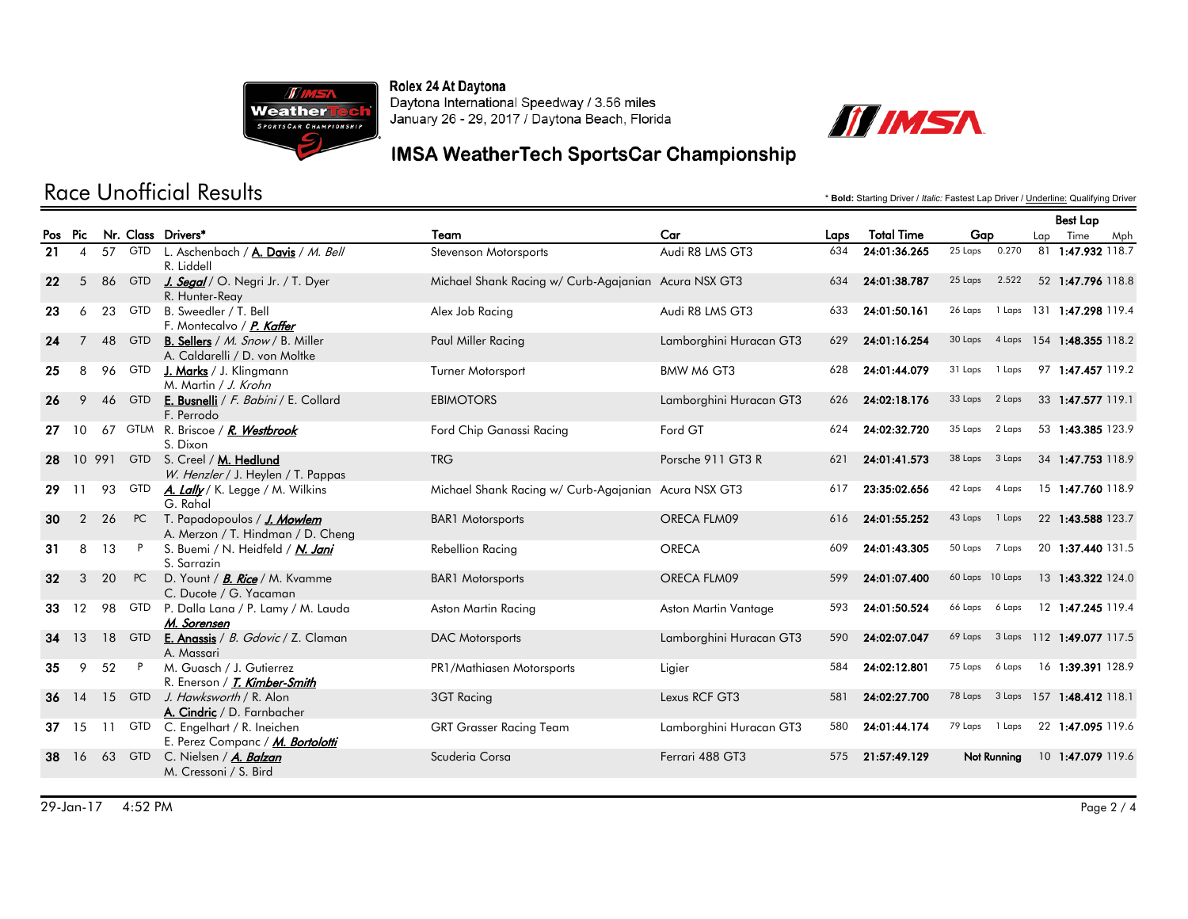Rolex 24 At Daytona
Daytona International Speedway / 3.56 miles
January 26 - 29, 2017 / Daytona Beach, Florida

## IMSA WeatherTech SportsCar Championship

# Race Unofficial Results

\* **Bold:** Starting Driver / *Italic:* Fastest Lap Driver / Underline: Qualifying Driver

| Pos | Pic | Nr. | Class | Drivers* | Team | Car | Laps | Total Time | Gap | | Best Lap | | |
|---|---|---|---|---|---|---|---|---|---|---|---|---|---|
| | | | | | | | | | | | Lap | Time | Mph |
| 21 | 4 | 57 | GTD | L. Aschenbach / **A. Davis** / *M. Bell* R. Liddell | Stevenson Motorsports | Audi R8 LMS GT3 | 634 | **24:01:36.265** | 25 Laps | 0.270 | 81 | **1:47.932** | 118.7 |
| 22 | 5 | 86 | GTD | ***J. Segal*** / O. Negri Jr. / T. Dyer R. Hunter-Reay | Michael Shank Racing w/ Curb-Agajanian | Acura NSX GT3 | 634 | **24:01:38.787** | 25 Laps | 2.522 | 52 | **1:47.796** | 118.8 |
| 23 | 6 | 23 | GTD | B. Sweedler / T. Bell F. Montecalvo / ***P. Kaffer*** | Alex Job Racing | Audi R8 LMS GT3 | 633 | **24:01:50.161** | 26 Laps | 1 Laps | 131 | **1:47.298** | 119.4 |
| 24 | 7 | 48 | GTD | **B. Sellers** / *M. Snow* / B. Miller A. Caldarelli / D. von Moltke | Paul Miller Racing | Lamborghini Huracan GT3 | 629 | **24:01:16.254** | 30 Laps | 4 Laps | 154 | **1:48.355** | 118.2 |
| 25 | 8 | 96 | GTD | **J. Marks** / J. Klingmann M. Martin / *J. Krohn* | Turner Motorsport | BMW M6 GT3 | 628 | **24:01:44.079** | 31 Laps | 1 Laps | 97 | **1:47.457** | 119.2 |
| 26 | 9 | 46 | GTD | **E. Busnelli** / *F. Babini* / E. Collard F. Perrodo | EBIMOTORS | Lamborghini Huracan GT3 | 626 | **24:02:18.176** | 33 Laps | 2 Laps | 33 | **1:47.577** | 119.1 |
| 27 | 10 | 67 | GTLM | R. Briscoe / ***R. Westbrook*** S. Dixon | Ford Chip Ganassi Racing | Ford GT | 624 | **24:02:32.720** | 35 Laps | 2 Laps | 53 | **1:43.385** | 123.9 |
| 28 | 10 | 991 | GTD | S. Creel / **M. Hedlund** *W. Henzler* / J. Heylen / T. Pappas | TRG | Porsche 911 GT3 R | 621 | **24:01:41.573** | 38 Laps | 3 Laps | 34 | **1:47.753** | 118.9 |
| 29 | 11 | 93 | GTD | ***A. Lally*** / K. Legge / M. Wilkins G. Rahal | Michael Shank Racing w/ Curb-Agajanian | Acura NSX GT3 | 617 | **23:35:02.656** | 42 Laps | 4 Laps | 15 | **1:47.760** | 118.9 |
| 30 | 2 | 26 | PC | T. Papadopoulos / ***J. Mowlem*** A. Merzon / T. Hindman / D. Cheng | BAR1 Motorsports | ORECA FLM09 | 616 | **24:01:55.252** | 43 Laps | 1 Laps | 22 | **1:43.588** | 123.7 |
| 31 | 8 | 13 | P | S. Buemi / N. Heidfeld / ***N. Jani*** S. Sarrazin | Rebellion Racing | ORECA | 609 | **24:01:43.305** | 50 Laps | 7 Laps | 20 | **1:37.440** | 131.5 |
| 32 | 3 | 20 | PC | D. Yount / ***B. Rice*** / M. Kvamme C. Ducote / G. Yacaman | BAR1 Motorsports | ORECA FLM09 | 599 | **24:01:07.400** | 60 Laps | 10 Laps | 13 | **1:43.322** | 124.0 |
| 33 | 12 | 98 | GTD | P. Dalla Lana / P. Lamy / M. Lauda ***M. Sorensen*** | Aston Martin Racing | Aston Martin Vantage | 593 | **24:01:50.524** | 66 Laps | 6 Laps | 12 | **1:47.245** | 119.4 |
| 34 | 13 | 18 | GTD | **E. Anassis** / *B. Gdovic* / Z. Claman A. Massari | DAC Motorsports | Lamborghini Huracan GT3 | 590 | **24:02:07.047** | 69 Laps | 3 Laps | 112 | **1:49.077** | 117.5 |
| 35 | 9 | 52 | P | M. Guasch / J. Gutierrez R. Enerson / ***T. Kimber-Smith*** | PR1/Mathiasen Motorsports | Ligier | 584 | **24:02:12.801** | 75 Laps | 6 Laps | 16 | **1:39.391** | 128.9 |
| 36 | 14 | 15 | GTD | *J. Hawksworth* / R. Alon **A. Cindric** / D. Farnbacher | 3GT Racing | Lexus RCF GT3 | 581 | **24:02:27.700** | 78 Laps | 3 Laps | 157 | **1:48.412** | 118.1 |
| 37 | 15 | 11 | GTD | C. Engelhart / R. Ineichen E. Perez Companc / ***M. Bortolotti*** | GRT Grasser Racing Team | Lamborghini Huracan GT3 | 580 | **24:01:44.174** | 79 Laps | 1 Laps | 22 | **1:47.095** | 119.6 |
| 38 | 16 | 63 | GTD | C. Nielsen / ***A. Balzan*** M. Cressoni / S. Bird | Scuderia Corsa | Ferrari 488 GT3 | 575 | **21:57:49.129** | **Not Running** | | 10 | **1:47.079** | 119.6 |

29-Jan-17 4:52 PM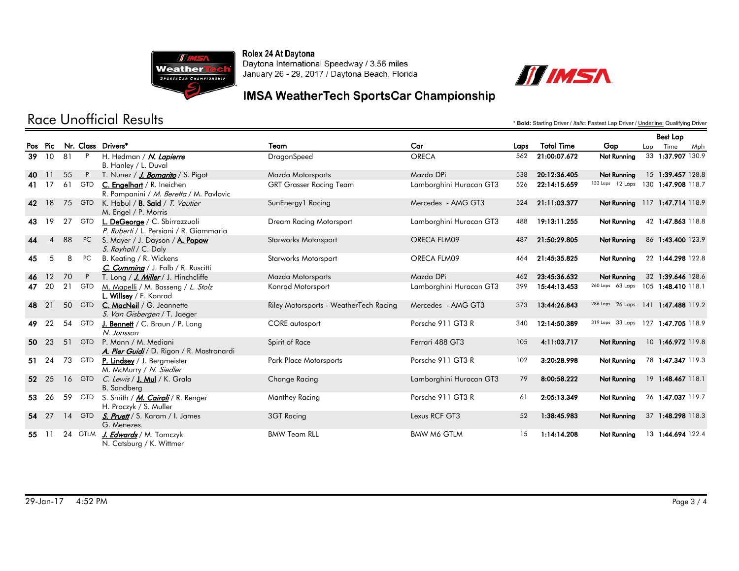Rolex 24 At Daytona
Daytona International Speedway / 3.56 miles
January 26 - 29, 2017 / Daytona Beach, Florida

## IMSA WeatherTech SportsCar Championship

# Race Unofficial Results

\* **Bold:** Starting Driver / *Italic:* Fastest Lap Driver / Underline: Qualifying Driver

| Pos | Pic | Nr. | Class | Drivers* | Team | Car | Laps | Total Time | Gap | Best Lap Lap | Best Lap Time | Best Lap Mph |
|---|---|---|---|---|---|---|---|---|---|---|---|---|
| 39 | 10 | 81 | P | H. Hedman / ***N. Lapierre*** / B. Hanley / L. Duval | DragonSpeed | ORECA | 562 | 21:00:07.672 | Not Running | 33 | 1:37.907 | 130.9 |
| 40 | 11 | 55 | P | T. Nunez / <u>***J. Bomarito***</u> / S. Pigot | Mazda Motorsports | Mazda DPi | 538 | 20:12:36.405 | Not Running | 15 | 1:39.457 | 128.8 |
| 41 | 17 | 61 | GTD | <u>**C. Engelhart**</u> / R. Ineichen / R. Pampanini / *M. Beretta* / M. Pavlovic | GRT Grasser Racing Team | Lamborghini Huracan GT3 | 526 | 22:14:15.659 | 133 Laps 12 Laps | 130 | 1:47.908 | 118.7 |
| 42 | 18 | 75 | GTD | K. Habul / <u>**B. Said**</u> / *T. Vautier* / M. Engel / P. Morris | SunEnergy1 Racing | Mercedes - AMG GT3 | 524 | 21:11:03.377 | Not Running | 117 | 1:47.714 | 118.9 |
| 43 | 19 | 27 | GTD | <u>**L. DeGeorge**</u> / C. Sbirrazzuoli / *P. Ruberti* / L. Persiani / R. Giammaria | Dream Racing Motorsport | Lamborghini Huracan GT3 | 488 | 19:13:11.255 | Not Running | 42 | 1:47.863 | 118.8 |
| 44 | 4 | 88 | PC | S. Mayer / J. Dayson / <u>**A. Popow**</u> / *S. Rayhall* / C. Daly | Starworks Motorsport | ORECA FLM09 | 487 | 21:50:29.805 | Not Running | 86 | 1:43.400 | 123.9 |
| 45 | 5 | 8 | PC | B. Keating / R. Wickens / <u>*C. Cumming*</u> / J. Falb / R. Ruscitti | Starworks Motorsport | ORECA FLM09 | 464 | 21:45:35.825 | Not Running | 22 | 1:44.298 | 122.8 |
| 46 | 12 | 70 | P | T. Long / <u>***J. Miller***</u> / J. Hinchcliffe | Mazda Motorsports | Mazda DPi | 462 | 23:45:36.632 | Not Running | 32 | 1:39.646 | 128.6 |
| 47 | 20 | 21 | GTD | <u>M. Mapelli</u> / M. Basseng / *L. Stolz* / **L. Willsey** / F. Konrad | Konrad Motorsport | Lamborghini Huracan GT3 | 399 | 15:44:13.453 | 260 Laps 63 Laps | 105 | 1:48.410 | 118.1 |
| 48 | 21 | 50 | GTD | <u>**C. MacNeil**</u> / G. Jeannette / *S. Van Gisbergen* / T. Jaeger | Riley Motorsports - WeatherTech Racing | Mercedes - AMG GT3 | 373 | 13:44:26.843 | 286 Laps 26 Laps | 141 | 1:47.488 | 119.2 |
| 49 | 22 | 54 | GTD | <u>**J. Bennett**</u> / C. Braun / P. Long / *N. Jonsson* | CORE autosport | Porsche 911 GT3 R | 340 | 12:14:50.389 | 319 Laps 33 Laps | 127 | 1:47.705 | 118.9 |
| 50 | 23 | 51 | GTD | P. Mann / M. Mediani / <u>*A. Pier Guidi*</u> / D. Rigon / R. Mastronardi | Spirit of Race | Ferrari 488 GT3 | 105 | 4:11:03.717 | Not Running | 10 | 1:46.972 | 119.8 |
| 51 | 24 | 73 | GTD | <u>**P. Lindsey**</u> / J. Bergmeister / M. McMurry / *N. Siedler* | Park Place Motorsports | Porsche 911 GT3 R | 102 | 3:20:28.998 | Not Running | 78 | 1:47.347 | 119.3 |
| 52 | 25 | 16 | GTD | *C. Lewis* / <u>**J. Mul**</u> / K. Grala / B. Sandberg | Change Racing | Lamborghini Huracan GT3 | 79 | 8:00:58.222 | Not Running | 19 | 1:48.467 | 118.1 |
| 53 | 26 | 59 | GTD | S. Smith / <u>***M. Cairoli***</u> / R. Renger / H. Proczyk / S. Muller | Manthey Racing | Porsche 911 GT3 R | 61 | 2:05:13.349 | Not Running | 26 | 1:47.037 | 119.7 |
| 54 | 27 | 14 | GTD | <u>***S. Pruett***</u> / S. Karam / I. James / G. Menezes | 3GT Racing | Lexus RCF GT3 | 52 | 1:38:45.983 | Not Running | 37 | 1:48.298 | 118.3 |
| 55 | 11 | 24 | GTLM | <u>***J. Edwards***</u> / M. Tomczyk / N. Catsburg / K. Wittmer | BMW Team RLL | BMW M6 GTLM | 15 | 1:14:14.208 | Not Running | 13 | 1:44.694 | 122.4 |

29-Jan-17 4:52 PM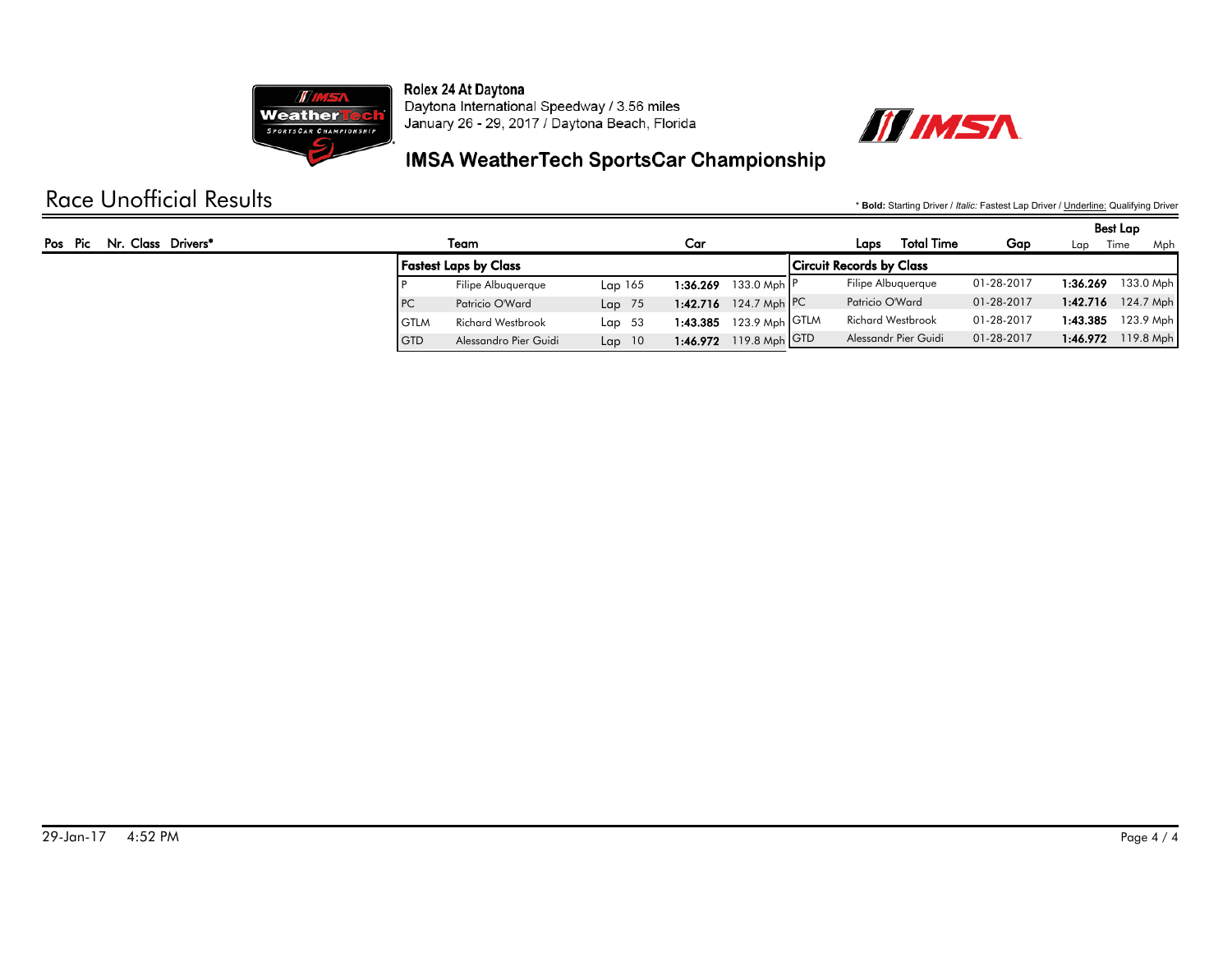Rolex 24 At Daytona
Daytona International Speedway / 3.56 miles
January 26 - 29, 2017 / Daytona Beach, Florida

## IMSA WeatherTech SportsCar Championship

# Race Unofficial Results

* **Bold:** Starting Driver / *Italic:* Fastest Lap Driver / Underline: Qualifying Driver

| Pos | Pic | Nr. | Class | Drivers* | Team | Car | Laps | Total Time | Gap | Best Lap Lap | Best Lap Time | Best Lap Mph |
|---|---|---|---|---|---|---|---|---|---|---|---|---|

**Fastest Laps by Class**

| Class | Driver | Lap | Time | Speed |
|---|---|---|---|---|
| P | Filipe Albuquerque | Lap 165 | **1:36.269** | 133.0 Mph |
| PC | Patricio O'Ward | Lap 75 | **1:42.716** | 124.7 Mph |
| GTLM | Richard Westbrook | Lap 53 | **1:43.385** | 123.9 Mph |
| GTD | Alessandro Pier Guidi | Lap 10 | **1:46.972** | 119.8 Mph |

**Circuit Records by Class**

| Class | Driver | Date | Time | Speed |
|---|---|---|---|---|
| P | Filipe Albuquerque | 01-28-2017 | **1:36.269** | 133.0 Mph |
| PC | Patricio O'Ward | 01-28-2017 | **1:42.716** | 124.7 Mph |
| GTLM | Richard Westbrook | 01-28-2017 | **1:43.385** | 123.9 Mph |
| GTD | Alessandr Pier Guidi | 01-28-2017 | **1:46.972** | 119.8 Mph |

29-Jan-17 4:52 PM